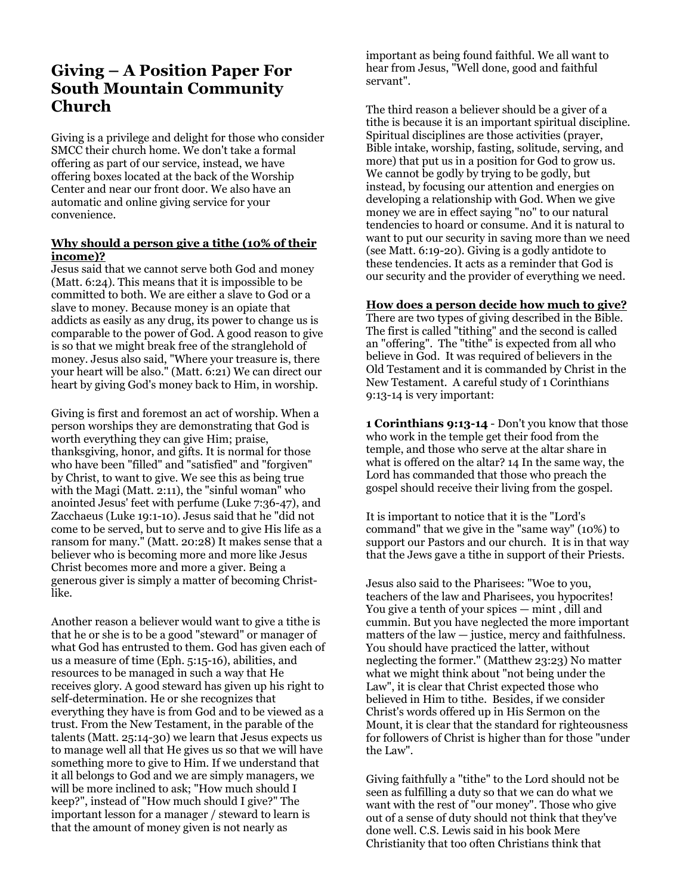# Giving – A Position Paper For South Mountain Community Church

Giving is a privilege and delight for those who consider SMCC their church home. We don't take a formal offering as part of our service, instead, we have offering boxes located at the back of the Worship Center and near our front door. We also have an automatic and online giving service for your convenience.

**Why should a person give a tithe (10% of their income)?**

Jesus said that we cannot serve both God and money (Matt. 6:24). This means that it is impossible to be committed to both. We are either a slave to God or a slave to money. Because money is an opiate that addicts as easily as any drug, its power to change us is comparable to the power of God. A good reason to give is so that we might break free of the stranglehold of money. Jesus also said, "Where your treasure is, there your heart will be also." (Matt. 6:21) We can direct our heart by giving God's money back to Him, in worship.

Giving is first and foremost an act of worship. When a person worships they are demonstrating that God is worth everything they can give Him; praise, thanksgiving, honor, and gifts. It is normal for those who have been "filled" and "satisfied" and "forgiven" by Christ, to want to give. We see this as being true with the Magi (Matt. 2:11), the "sinful woman" who anointed Jesus' feet with perfume (Luke 7:36-47), and Zacchaeus (Luke 19:1-10). Jesus said that he "did not come to be served, but to serve and to give His life as a ransom for many." (Matt. 20:28) It makes sense that a believer who is becoming more and more like Jesus Christ becomes more and more a giver. Being a generous giver is simply a matter of becoming Christ-like.

Another reason a believer would want to give a tithe is that he or she is to be a good "steward" or manager of what God has entrusted to them. God has given each of us a measure of time (Eph. 5:15-16), abilities, and resources to be managed in such a way that He receives glory. A good steward has given up his right to self-determination. He or she recognizes that everything they have is from God and to be viewed as a trust. From the New Testament, in the parable of the talents (Matt. 25:14-30) we learn that Jesus expects us to manage well all that He gives us so that we will have something more to give to Him. If we understand that it all belongs to God and we are simply managers, we will be more inclined to ask; "How much should I keep?", instead of "How much should I give?" The important lesson for a manager / steward to learn is that the amount of money given is not nearly as important as being found faithful. We all want to hear from Jesus, "Well done, good and faithful servant".

The third reason a believer should be a giver of a tithe is because it is an important spiritual discipline. Spiritual disciplines are those activities (prayer, Bible intake, worship, fasting, solitude, serving, and more) that put us in a position for God to grow us. We cannot be godly by trying to be godly, but instead, by focusing our attention and energies on developing a relationship with God. When we give money we are in effect saying "no" to our natural tendencies to hoard or consume. And it is natural to want to put our security in saving more than we need (see Matt. 6:19-20). Giving is a godly antidote to these tendencies. It acts as a reminder that God is our security and the provider of everything we need.

**How does a person decide how much to give?**

There are two types of giving described in the Bible. The first is called "tithing" and the second is called an "offering". The "tithe" is expected from all who believe in God. It was required of believers in the Old Testament and it is commanded by Christ in the New Testament. A careful study of 1 Corinthians 9:13-14 is very important:

**1 Corinthians 9:13-14** - Don't you know that those who work in the temple get their food from the temple, and those who serve at the altar share in what is offered on the altar? 14 In the same way, the Lord has commanded that those who preach the gospel should receive their living from the gospel.

It is important to notice that it is the "Lord's command" that we give in the "same way" (10%) to support our Pastors and our church. It is in that way that the Jews gave a tithe in support of their Priests.

Jesus also said to the Pharisees: "Woe to you, teachers of the law and Pharisees, you hypocrites! You give a tenth of your spices — mint , dill and cummin. But you have neglected the more important matters of the law — justice, mercy and faithfulness. You should have practiced the latter, without neglecting the former." (Matthew 23:23) No matter what we might think about "not being under the Law", it is clear that Christ expected those who believed in Him to tithe. Besides, if we consider Christ's words offered up in His Sermon on the Mount, it is clear that the standard for righteousness for followers of Christ is higher than for those "under the Law".

Giving faithfully a "tithe" to the Lord should not be seen as fulfilling a duty so that we can do what we want with the rest of "our money". Those who give out of a sense of duty should not think that they've done well. C.S. Lewis said in his book Mere Christianity that too often Christians think that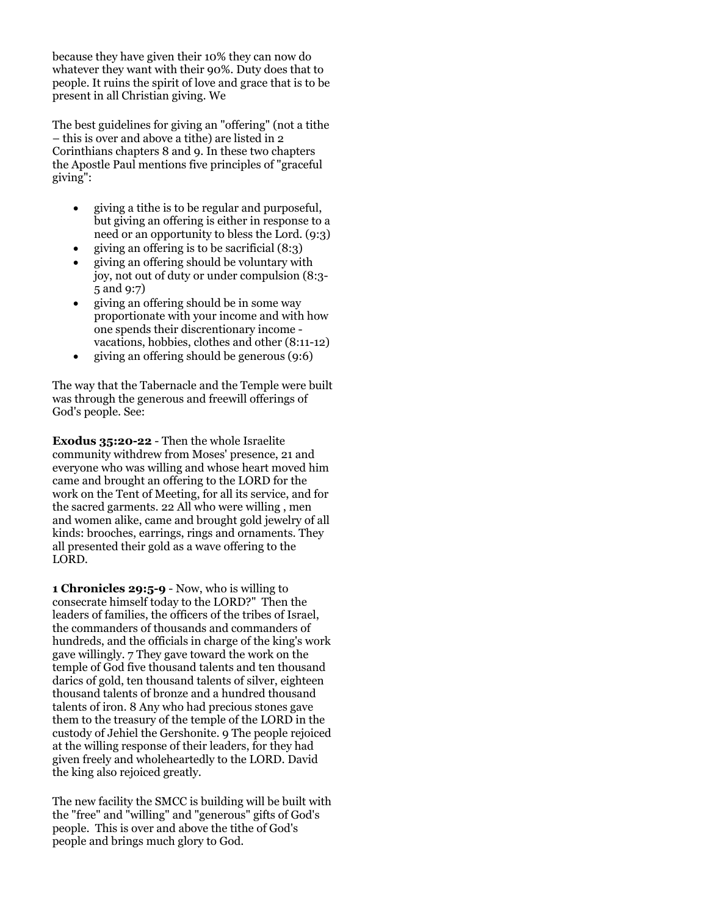because they have given their 10% they can now do whatever they want with their 90%. Duty does that to people. It ruins the spirit of love and grace that is to be present in all Christian giving. We

The best guidelines for giving an "offering" (not a tithe – this is over and above a tithe) are listed in 2 Corinthians chapters 8 and 9. In these two chapters the Apostle Paul mentions five principles of "graceful giving":

- giving a tithe is to be regular and purposeful, but giving an offering is either in response to a need or an opportunity to bless the Lord. (9:3)
- giving an offering is to be sacrificial (8:3)
- giving an offering should be voluntary with joy, not out of duty or under compulsion (8:3-5 and 9:7)
- giving an offering should be in some way proportionate with your income and with how one spends their discrentionary income - vacations, hobbies, clothes and other (8:11-12)
- giving an offering should be generous (9:6)

The way that the Tabernacle and the Temple were built was through the generous and freewill offerings of God's people. See:

**Exodus 35:20-22** - Then the whole Israelite community withdrew from Moses' presence, 21 and everyone who was willing and whose heart moved him came and brought an offering to the LORD for the work on the Tent of Meeting, for all its service, and for the sacred garments. 22 All who were willing , men and women alike, came and brought gold jewelry of all kinds: brooches, earrings, rings and ornaments. They all presented their gold as a wave offering to the LORD.

**1 Chronicles 29:5-9** - Now, who is willing to consecrate himself today to the LORD?" Then the leaders of families, the officers of the tribes of Israel, the commanders of thousands and commanders of hundreds, and the officials in charge of the king's work gave willingly. 7 They gave toward the work on the temple of God five thousand talents and ten thousand darics of gold, ten thousand talents of silver, eighteen thousand talents of bronze and a hundred thousand talents of iron. 8 Any who had precious stones gave them to the treasury of the temple of the LORD in the custody of Jehiel the Gershonite. 9 The people rejoiced at the willing response of their leaders, for they had given freely and wholeheartedly to the LORD. David the king also rejoiced greatly.

The new facility the SMCC is building will be built with the "free" and "willing" and "generous" gifts of God's people. This is over and above the tithe of God's people and brings much glory to God.